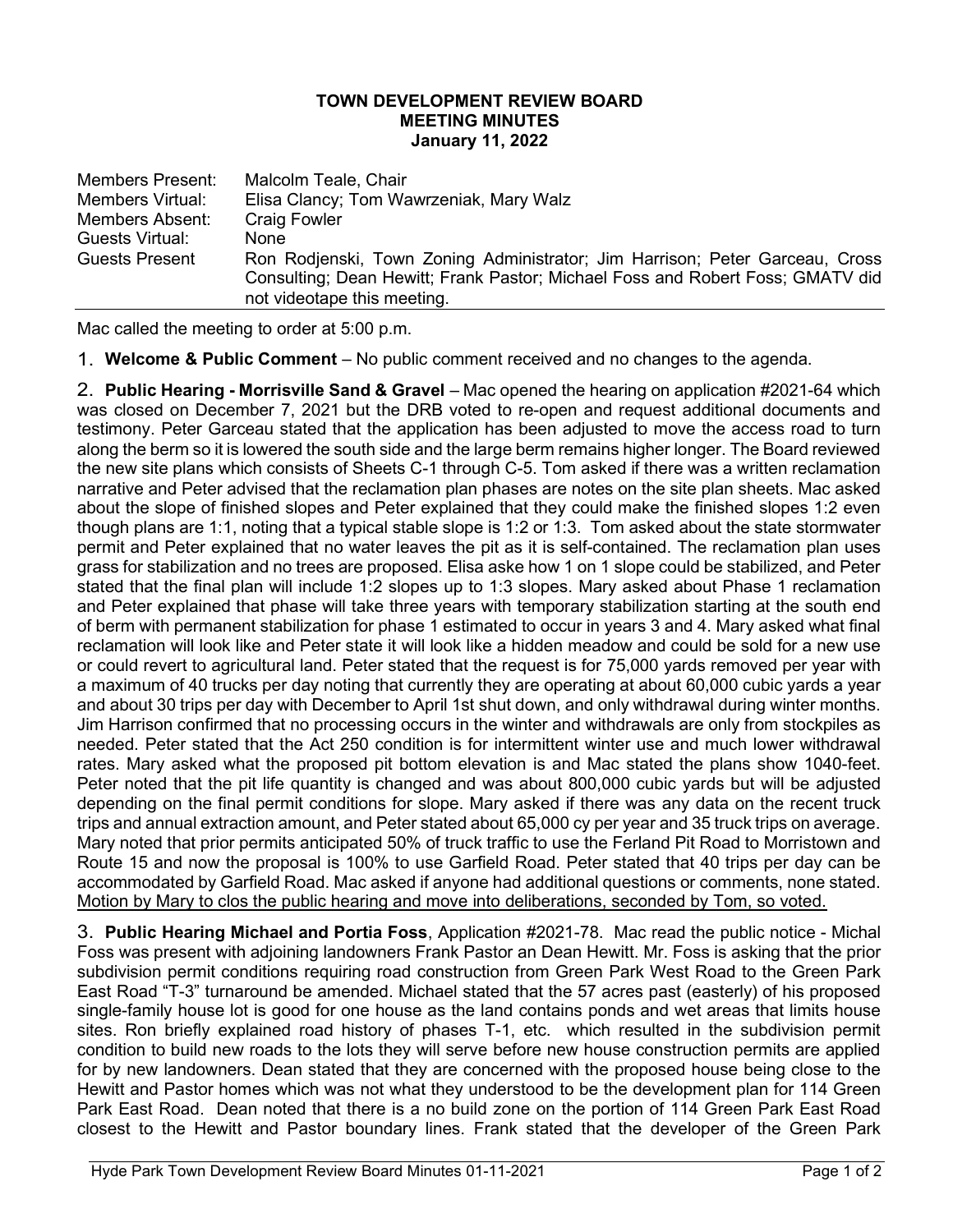**TOWN DEVELOPMENT REVIEW BOARD**
**MEETING MINUTES**
**January 11, 2022**

| | |
|---|---|
| Members Present: | Malcolm Teale, Chair |
| Members Virtual: | Elisa Clancy; Tom Wawrzeniak, Mary Walz |
| Members Absent: | Craig Fowler |
| Guests Virtual: | None |
| Guests Present | Ron Rodjenski, Town Zoning Administrator; Jim Harrison; Peter Garceau, Cross Consulting; Dean Hewitt; Frank Pastor; Michael Foss and Robert Foss; GMATV did not videotape this meeting. |

Mac called the meeting to order at 5:00 p.m.

1. **Welcome & Public Comment** – No public comment received and no changes to the agenda.

2. **Public Hearing - Morrisville Sand & Gravel** – Mac opened the hearing on application #2021-64 which was closed on December 7, 2021 but the DRB voted to re-open and request additional documents and testimony. Peter Garceau stated that the application has been adjusted to move the access road to turn along the berm so it is lowered the south side and the large berm remains higher longer. The Board reviewed the new site plans which consists of Sheets C-1 through C-5. Tom asked if there was a written reclamation narrative and Peter advised that the reclamation plan phases are notes on the site plan sheets. Mac asked about the slope of finished slopes and Peter explained that they could make the finished slopes 1:2 even though plans are 1:1, noting that a typical stable slope is 1:2 or 1:3. Tom asked about the state stormwater permit and Peter explained that no water leaves the pit as it is self-contained. The reclamation plan uses grass for stabilization and no trees are proposed. Elisa aske how 1 on 1 slope could be stabilized, and Peter stated that the final plan will include 1:2 slopes up to 1:3 slopes. Mary asked about Phase 1 reclamation and Peter explained that phase will take three years with temporary stabilization starting at the south end of berm with permanent stabilization for phase 1 estimated to occur in years 3 and 4. Mary asked what final reclamation will look like and Peter state it will look like a hidden meadow and could be sold for a new use or could revert to agricultural land. Peter stated that the request is for 75,000 yards removed per year with a maximum of 40 trucks per day noting that currently they are operating at about 60,000 cubic yards a year and about 30 trips per day with December to April 1st shut down, and only withdrawal during winter months. Jim Harrison confirmed that no processing occurs in the winter and withdrawals are only from stockpiles as needed. Peter stated that the Act 250 condition is for intermittent winter use and much lower withdrawal rates. Mary asked what the proposed pit bottom elevation is and Mac stated the plans show 1040-feet. Peter noted that the pit life quantity is changed and was about 800,000 cubic yards but will be adjusted depending on the final permit conditions for slope. Mary asked if there was any data on the recent truck trips and annual extraction amount, and Peter stated about 65,000 cy per year and 35 truck trips on average. Mary noted that prior permits anticipated 50% of truck traffic to use the Ferland Pit Road to Morristown and Route 15 and now the proposal is 100% to use Garfield Road. Peter stated that 40 trips per day can be accommodated by Garfield Road. Mac asked if anyone had additional questions or comments, none stated. <u>Motion by Mary to clos the public hearing and move into deliberations, seconded by Tom, so voted.</u>

3. **Public Hearing Michael and Portia Foss**, Application #2021-78. Mac read the public notice - Michal Foss was present with adjoining landowners Frank Pastor an Dean Hewitt. Mr. Foss is asking that the prior subdivision permit conditions requiring road construction from Green Park West Road to the Green Park East Road "T-3" turnaround be amended. Michael stated that the 57 acres past (easterly) of his proposed single-family house lot is good for one house as the land contains ponds and wet areas that limits house sites. Ron briefly explained road history of phases T-1, etc. which resulted in the subdivision permit condition to build new roads to the lots they will serve before new house construction permits are applied for by new landowners. Dean stated that they are concerned with the proposed house being close to the Hewitt and Pastor homes which was not what they understood to be the development plan for 114 Green Park East Road. Dean noted that there is a no build zone on the portion of 114 Green Park East Road closest to the Hewitt and Pastor boundary lines. Frank stated that the developer of the Green Park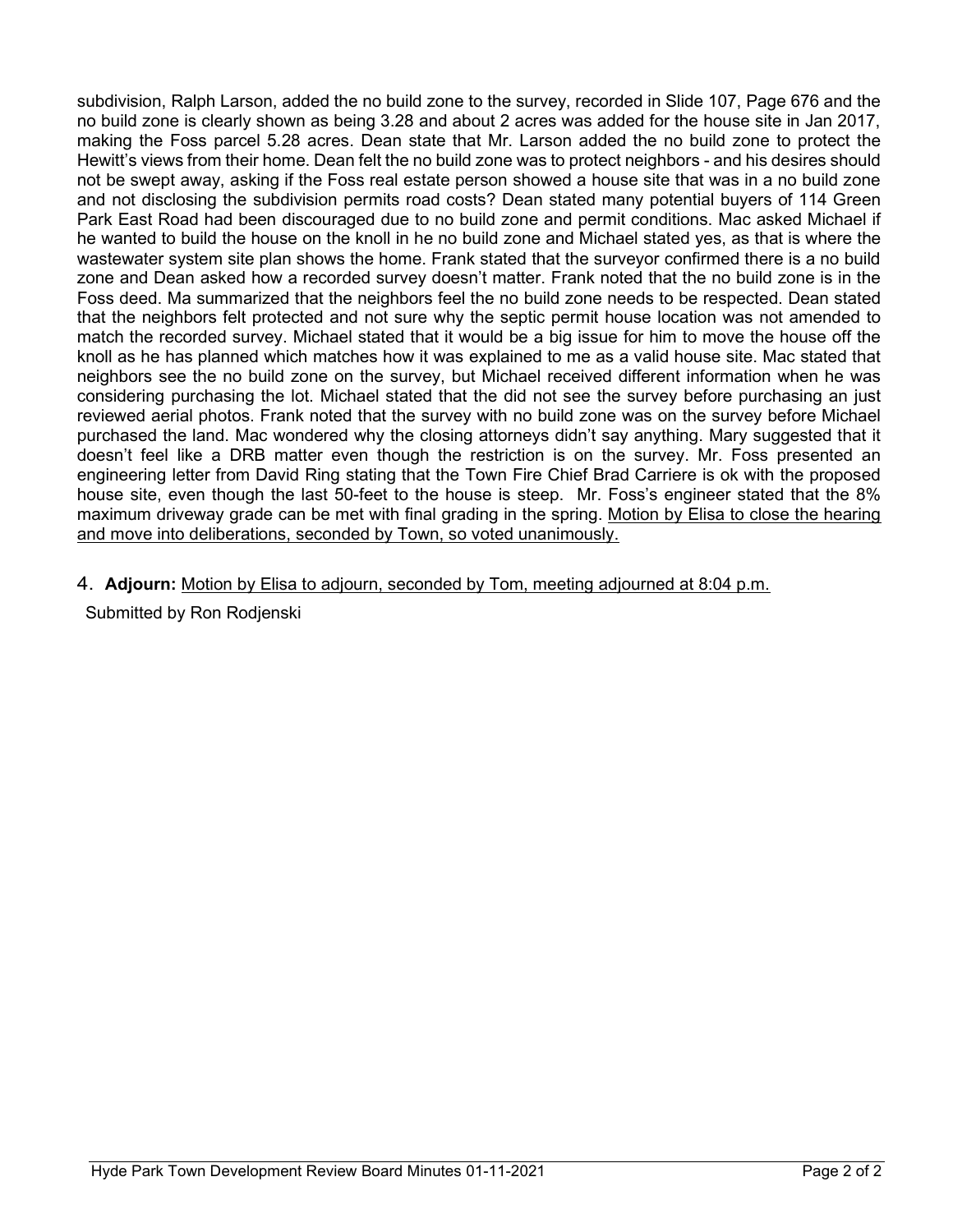subdivision, Ralph Larson, added the no build zone to the survey, recorded in Slide 107, Page 676 and the no build zone is clearly shown as being 3.28 and about 2 acres was added for the house site in Jan 2017, making the Foss parcel 5.28 acres. Dean state that Mr. Larson added the no build zone to protect the Hewitt's views from their home. Dean felt the no build zone was to protect neighbors - and his desires should not be swept away, asking if the Foss real estate person showed a house site that was in a no build zone and not disclosing the subdivision permits road costs? Dean stated many potential buyers of 114 Green Park East Road had been discouraged due to no build zone and permit conditions. Mac asked Michael if he wanted to build the house on the knoll in he no build zone and Michael stated yes, as that is where the wastewater system site plan shows the home. Frank stated that the surveyor confirmed there is a no build zone and Dean asked how a recorded survey doesn't matter. Frank noted that the no build zone is in the Foss deed. Ma summarized that the neighbors feel the no build zone needs to be respected. Dean stated that the neighbors felt protected and not sure why the septic permit house location was not amended to match the recorded survey. Michael stated that it would be a big issue for him to move the house off the knoll as he has planned which matches how it was explained to me as a valid house site. Mac stated that neighbors see the no build zone on the survey, but Michael received different information when he was considering purchasing the lot. Michael stated that the did not see the survey before purchasing an just reviewed aerial photos. Frank noted that the survey with no build zone was on the survey before Michael purchased the land. Mac wondered why the closing attorneys didn't say anything. Mary suggested that it doesn't feel like a DRB matter even though the restriction is on the survey. Mr. Foss presented an engineering letter from David Ring stating that the Town Fire Chief Brad Carriere is ok with the proposed house site, even though the last 50-feet to the house is steep. Mr. Foss's engineer stated that the 8% maximum driveway grade can be met with final grading in the spring. Motion by Elisa to close the hearing and move into deliberations, seconded by Town, so voted unanimously.

4. **Adjourn:** Motion by Elisa to adjourn, seconded by Tom, meeting adjourned at 8:04 p.m.

Submitted by Ron Rodjenski